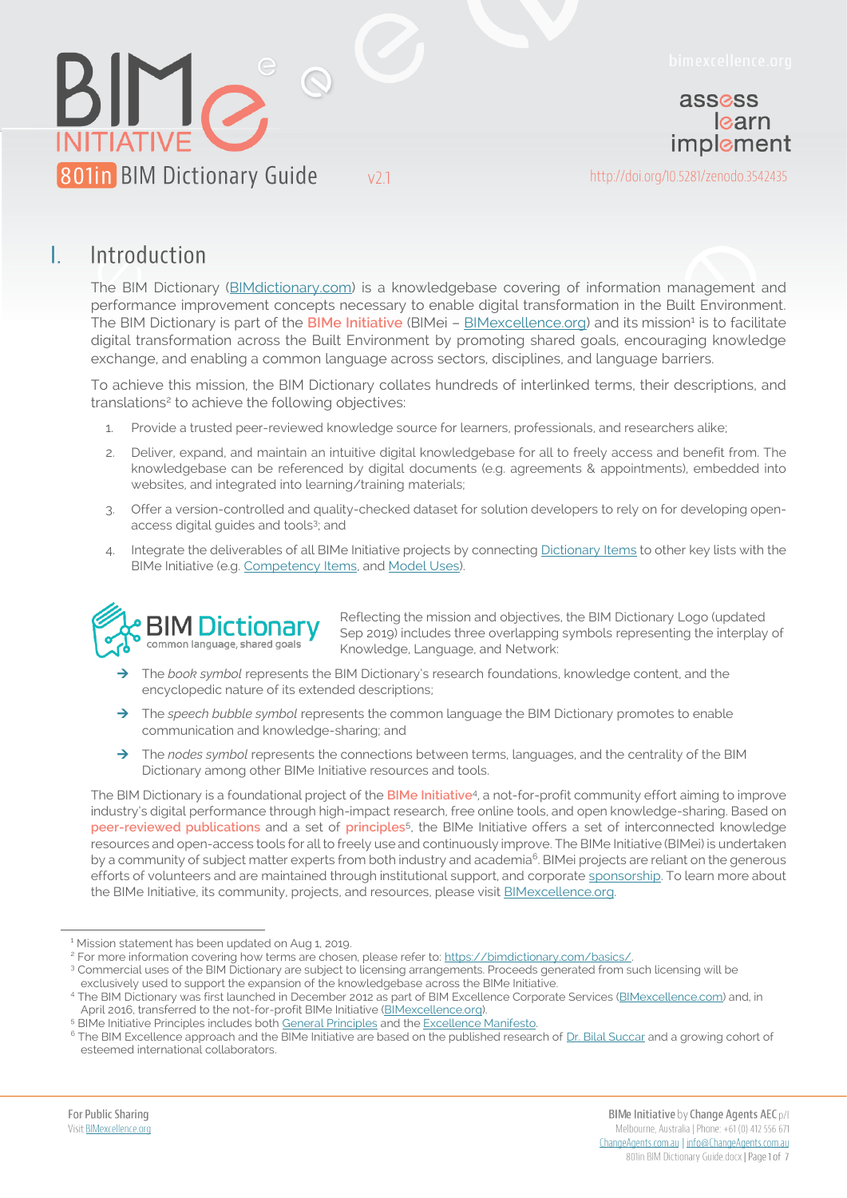# 801in BIM Dictionary Guide v2.1

http://doi.org/10.5281/zenodo.3542435

## I. Introduction

The BIM Dictionary (BIMdictionary.com) is a knowledgebase covering of information management and performance improvement concepts necessary to enable digital transformation in the Built Environment. The BIM Dictionary is part of the **BIMe Initiative** (BIMei – BIMexcellence.org) and its mission[1] is to facilitate digital transformation across the Built Environment by promoting shared goals, encouraging knowledge exchange, and enabling a common language across sectors, disciplines, and language barriers.

To achieve this mission, the BIM Dictionary collates hundreds of interlinked terms, their descriptions, and translations[2] to achieve the following objectives:

1. Provide a trusted peer-reviewed knowledge source for learners, professionals, and researchers alike;
2. Deliver, expand, and maintain an intuitive digital knowledgebase for all to freely access and benefit from. The knowledgebase can be referenced by digital documents (e.g. agreements & appointments), embedded into websites, and integrated into learning/training materials;
3. Offer a version-controlled and quality-checked dataset for solution developers to rely on for developing open-access digital guides and tools[3]; and
4. Integrate the deliverables of all BIMe Initiative projects by connecting Dictionary Items to other key lists with the BIMe Initiative (e.g. Competency Items, and Model Uses).

Reflecting the mission and objectives, the BIM Dictionary Logo (updated Sep 2019) includes three overlapping symbols representing the interplay of Knowledge, Language, and Network:

- The *book symbol* represents the BIM Dictionary's research foundations, knowledge content, and the encyclopedic nature of its extended descriptions;
- The *speech bubble symbol* represents the common language the BIM Dictionary promotes to enable communication and knowledge-sharing; and
- The *nodes symbol* represents the connections between terms, languages, and the centrality of the BIM Dictionary among other BIMe Initiative resources and tools.

The BIM Dictionary is a foundational project of the BIMe Initiative[4], a not-for-profit community effort aiming to improve industry's digital performance through high-impact research, free online tools, and open knowledge-sharing. Based on peer-reviewed publications and a set of principles[5], the BIMe Initiative offers a set of interconnected knowledge resources and open-access tools for all to freely use and continuously improve. The BIMe Initiative (BIMei) is undertaken by a community of subject matter experts from both industry and academia[6]. BIMei projects are reliant on the generous efforts of volunteers and are maintained through institutional support, and corporate sponsorship. To learn more about the BIMe Initiative, its community, projects, and resources, please visit BIMexcellence.org.

---

[1] Mission statement has been updated on Aug 1, 2019.

[2] For more information covering how terms are chosen, please refer to: https://bimdictionary.com/basics/.

[3] Commercial uses of the BIM Dictionary are subject to licensing arrangements. Proceeds generated from such licensing will be exclusively used to support the expansion of the knowledgebase across the BIMe Initiative.

[4] The BIM Dictionary was first launched in December 2012 as part of BIM Excellence Corporate Services (BIMexcellence.com) and, in April 2016, transferred to the not-for-profit BIMe Initiative (BIMexcellence.org).

[5] BIMe Initiative Principles includes both General Principles and the Excellence Manifesto.

[6] The BIM Excellence approach and the BIMe Initiative are based on the published research of Dr. Bilal Succar and a growing cohort of esteemed international collaborators.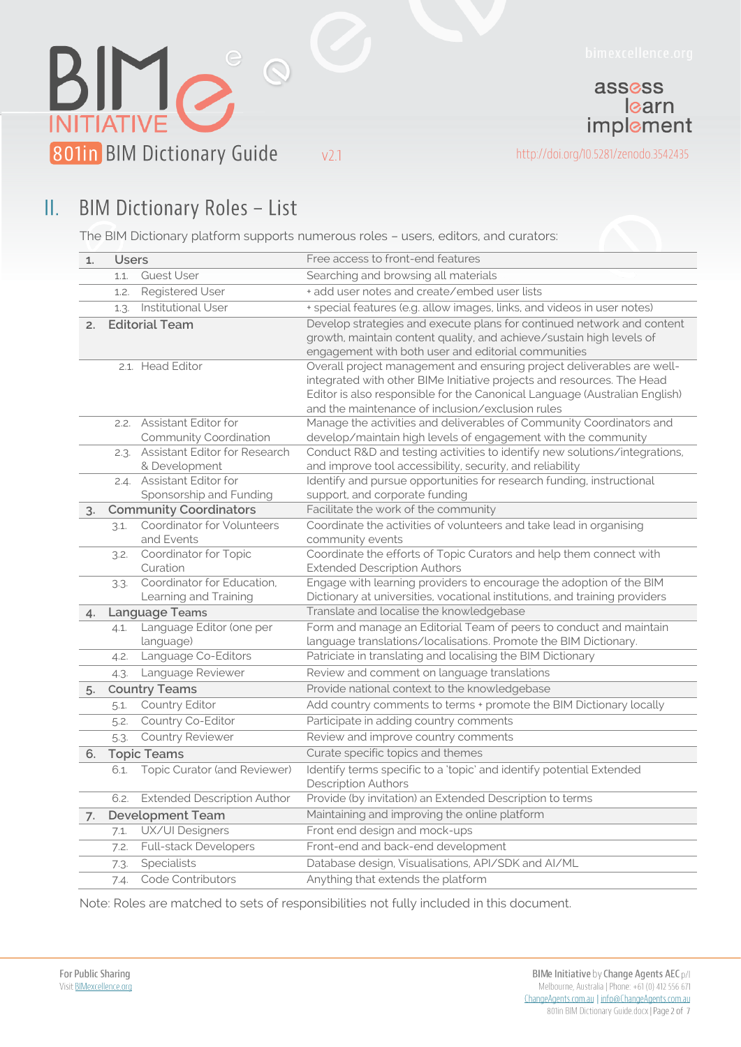## II. BIM Dictionary Roles – List

The BIM Dictionary platform supports numerous roles – users, editors, and curators:

| Role | Description |
|---|---|
| **1. Users** | Free access to front-end features |
| 1.1. Guest User | Searching and browsing all materials |
| 1.2. Registered User | + add user notes and create/embed user lists |
| 1.3. Institutional User | + special features (e.g. allow images, links, and videos in user notes) |
| **2. Editorial Team** | Develop strategies and execute plans for continued network and content growth, maintain content quality, and achieve/sustain high levels of engagement with both user and editorial communities |
| 2.1. Head Editor | Overall project management and ensuring project deliverables are well-integrated with other BIMe Initiative projects and resources. The Head Editor is also responsible for the Canonical Language (Australian English) and the maintenance of inclusion/exclusion rules |
| 2.2. Assistant Editor for Community Coordination | Manage the activities and deliverables of Community Coordinators and develop/maintain high levels of engagement with the community |
| 2.3. Assistant Editor for Research & Development | Conduct R&D and testing activities to identify new solutions/integrations, and improve tool accessibility, security, and reliability |
| 2.4. Assistant Editor for Sponsorship and Funding | Identify and pursue opportunities for research funding, instructional support, and corporate funding |
| **3. Community Coordinators** | Facilitate the work of the community |
| 3.1. Coordinator for Volunteers and Events | Coordinate the activities of volunteers and take lead in organising community events |
| 3.2. Coordinator for Topic Curation | Coordinate the efforts of Topic Curators and help them connect with Extended Description Authors |
| 3.3. Coordinator for Education, Learning and Training | Engage with learning providers to encourage the adoption of the BIM Dictionary at universities, vocational institutions, and training providers |
| **4. Language Teams** | Translate and localise the knowledgebase |
| 4.1. Language Editor (one per language) | Form and manage an Editorial Team of peers to conduct and maintain language translations/localisations. Promote the BIM Dictionary. |
| 4.2. Language Co-Editors | Patriciate in translating and localising the BIM Dictionary |
| 4.3. Language Reviewer | Review and comment on language translations |
| **5. Country Teams** | Provide national context to the knowledgebase |
| 5.1. Country Editor | Add country comments to terms + promote the BIM Dictionary locally |
| 5.2. Country Co-Editor | Participate in adding country comments |
| 5.3. Country Reviewer | Review and improve country comments |
| **6. Topic Teams** | Curate specific topics and themes |
| 6.1. Topic Curator (and Reviewer) | Identify terms specific to a 'topic' and identify potential Extended Description Authors |
| 6.2. Extended Description Author | Provide (by invitation) an Extended Description to terms |
| **7. Development Team** | Maintaining and improving the online platform |
| 7.1. UX/UI Designers | Front end design and mock-ups |
| 7.2. Full-stack Developers | Front-end and back-end development |
| 7.3. Specialists | Database design, Visualisations, API/SDK and AI/ML |
| 7.4. Code Contributors | Anything that extends the platform |

Note: Roles are matched to sets of responsibilities not fully included in this document.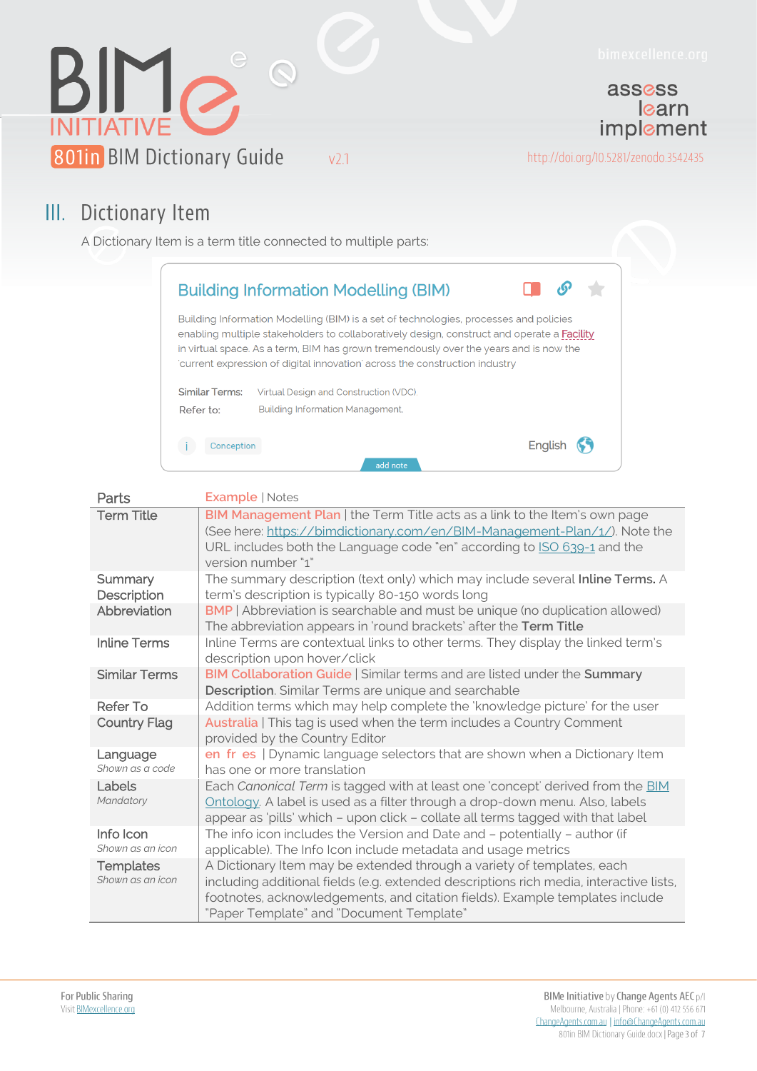## III. Dictionary Item

A Dictionary Item is a term title connected to multiple parts:

**Building Information Modelling (BIM)**

Building Information Modelling (BIM) is a set of technologies, processes and policies enabling multiple stakeholders to collaboratively design, construct and operate a Facility in virtual space. As a term, BIM has grown tremendously over the years and is now the 'current expression of digital innovation' across the construction industry

Similar Terms: Virtual Design and Construction (VDC)

Refer to: Building Information Management.

i Conception — English

add note

| Parts | Example \| Notes |
|---|---|
| Term Title | BIM Management Plan \| the Term Title acts as a link to the Item's own page (See here: https://bimdictionary.com/en/BIM-Management-Plan/1/). Note the URL includes both the Language code "en" according to ISO 639-1 and the version number "1" |
| Summary Description | The summary description (text only) which may include several **Inline Terms.** A term's description is typically 80-150 words long |
| Abbreviation | BMP \| Abbreviation is searchable and must be unique (no duplication allowed) The abbreviation appears in 'round brackets' after the **Term Title** |
| Inline Terms | Inline Terms are contextual links to other terms. They display the linked term's description upon hover/click |
| Similar Terms | BIM Collaboration Guide \| Similar terms and are listed under the **Summary Description**. Similar Terms are unique and searchable |
| Refer To | Addition terms which may help complete the 'knowledge picture' for the user |
| Country Flag | Australia \| This tag is used when the term includes a Country Comment provided by the Country Editor |
| Language *Shown as a code* | en fr es \| Dynamic language selectors that are shown when a Dictionary Item has one or more translation |
| Labels *Mandatory* | Each *Canonical Term* is tagged with at least one 'concept' derived from the BIM Ontology. A label is used as a filter through a drop-down menu. Also, labels appear as 'pills' which – upon click – collate all terms tagged with that label |
| Info Icon *Shown as an icon* | The info icon includes the Version and Date and – potentially – author (if applicable). The Info Icon include metadata and usage metrics |
| Templates *Shown as an icon* | A Dictionary Item may be extended through a variety of templates, each including additional fields (e.g. extended descriptions rich media, interactive lists, footnotes, acknowledgements, and citation fields). Example templates include "Paper Template" and "Document Template" |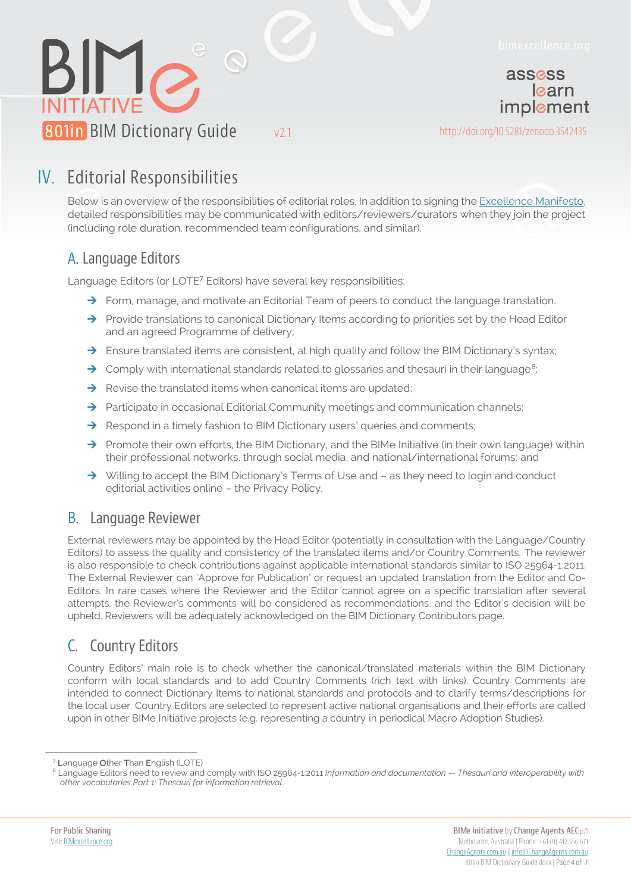# IV. Editorial Responsibilities

Below is an overview of the responsibilities of editorial roles. In addition to signing the Excellence Manifesto, detailed responsibilities may be communicated with editors/reviewers/curators when they join the project (including role duration, recommended team configurations, and similar).

## A. Language Editors

Language Editors (or LOTE[7] Editors) have several key responsibilities:

- Form, manage, and motivate an Editorial Team of peers to conduct the language translation.
- Provide translations to canonical Dictionary Items according to priorities set by the Head Editor and an agreed Programme of delivery;
- Ensure translated items are consistent, at high quality and follow the BIM Dictionary's syntax;
- Comply with international standards related to glossaries and thesauri in their language[8];
- Revise the translated items when canonical items are updated;
- Participate in occasional Editorial Community meetings and communication channels;
- Respond in a timely fashion to BIM Dictionary users' queries and comments;
- Promote their own efforts, the BIM Dictionary, and the BIMe Initiative (in their own language) within their professional networks, through social media, and national/international forums; and
- Willing to accept the BIM Dictionary's Terms of Use and – as they need to login and conduct editorial activities online – the Privacy Policy.

## B. Language Reviewer

External reviewers may be appointed by the Head Editor (potentially in consultation with the Language/Country Editors) to assess the quality and consistency of the translated items and/or Country Comments. The reviewer is also responsible to check contributions against applicable international standards similar to ISO 25964-1:2011. The External Reviewer can 'Approve for Publication' or request an updated translation from the Editor and Co-Editors. In rare cases where the Reviewer and the Editor cannot agree on a specific translation after several attempts, the Reviewer's comments will be considered as recommendations, and the Editor's decision will be upheld. Reviewers will be adequately acknowledged on the BIM Dictionary Contributors page.

## C. Country Editors

Country Editors' main role is to check whether the canonical/translated materials within the BIM Dictionary conform with local standards and to add Country Comments (rich text with links). Country Comments are intended to connect Dictionary Items to national standards and protocols and to clarify terms/descriptions for the local user. Country Editors are selected to represent active national organisations and their efforts are called upon in other BIMe Initiative projects (e.g. representing a country in periodical Macro Adoption Studies).

---

[7] Language Other Than English (LOTE)

[8] Language Editors need to review and comply with ISO 25964-1:2011 *Information and documentation — Thesauri and interoperability with other vocabularies Part 1: Thesauri for information retrieval*.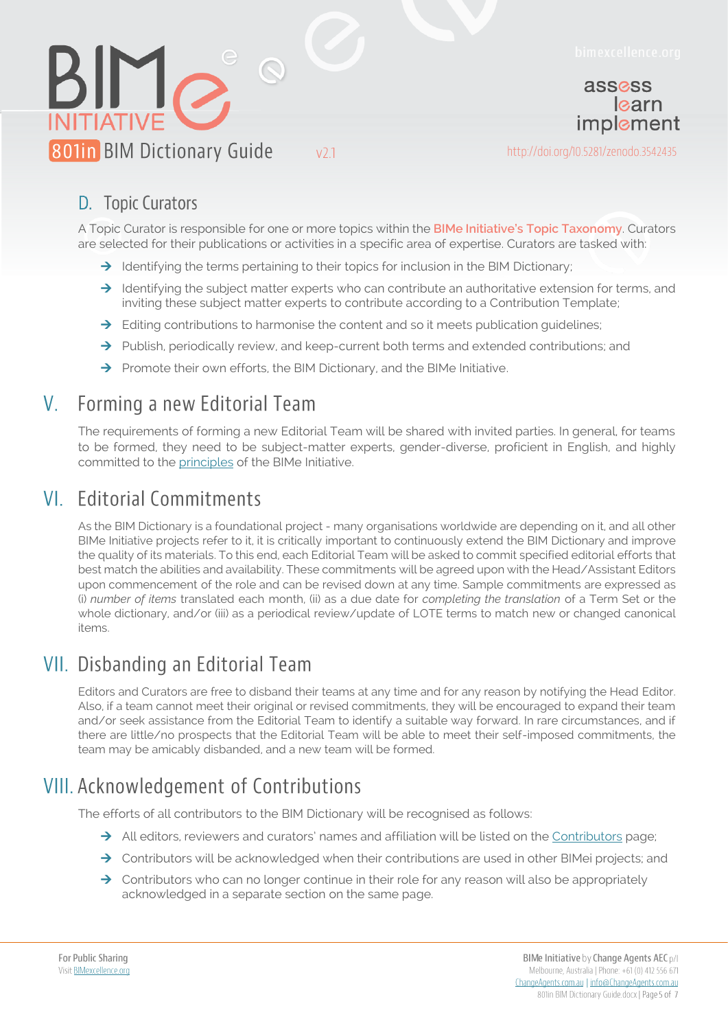## D. Topic Curators

A Topic Curator is responsible for one or more topics within the BIMe Initiative's Topic Taxonomy. Curators are selected for their publications or activities in a specific area of expertise. Curators are tasked with:

- Identifying the terms pertaining to their topics for inclusion in the BIM Dictionary;
- Identifying the subject matter experts who can contribute an authoritative extension for terms, and inviting these subject matter experts to contribute according to a Contribution Template;
- Editing contributions to harmonise the content and so it meets publication guidelines;
- Publish, periodically review, and keep-current both terms and extended contributions; and
- Promote their own efforts, the BIM Dictionary, and the BIMe Initiative.

# V. Forming a new Editorial Team

The requirements of forming a new Editorial Team will be shared with invited parties. In general, for teams to be formed, they need to be subject-matter experts, gender-diverse, proficient in English, and highly committed to the principles of the BIMe Initiative.

# VI. Editorial Commitments

As the BIM Dictionary is a foundational project - many organisations worldwide are depending on it, and all other BIMe Initiative projects refer to it, it is critically important to continuously extend the BIM Dictionary and improve the quality of its materials. To this end, each Editorial Team will be asked to commit specified editorial efforts that best match the abilities and availability. These commitments will be agreed upon with the Head/Assistant Editors upon commencement of the role and can be revised down at any time. Sample commitments are expressed as (i) *number of items* translated each month, (ii) as a due date for *completing the translation* of a Term Set or the whole dictionary, and/or (iii) as a periodical review/update of LOTE terms to match new or changed canonical items.

# VII. Disbanding an Editorial Team

Editors and Curators are free to disband their teams at any time and for any reason by notifying the Head Editor. Also, if a team cannot meet their original or revised commitments, they will be encouraged to expand their team and/or seek assistance from the Editorial Team to identify a suitable way forward. In rare circumstances, and if there are little/no prospects that the Editorial Team will be able to meet their self-imposed commitments, the team may be amicably disbanded, and a new team will be formed.

# VIII. Acknowledgement of Contributions

The efforts of all contributors to the BIM Dictionary will be recognised as follows:

- All editors, reviewers and curators' names and affiliation will be listed on the Contributors page;
- Contributors will be acknowledged when their contributions are used in other BIMei projects; and
- Contributors who can no longer continue in their role for any reason will also be appropriately acknowledged in a separate section on the same page.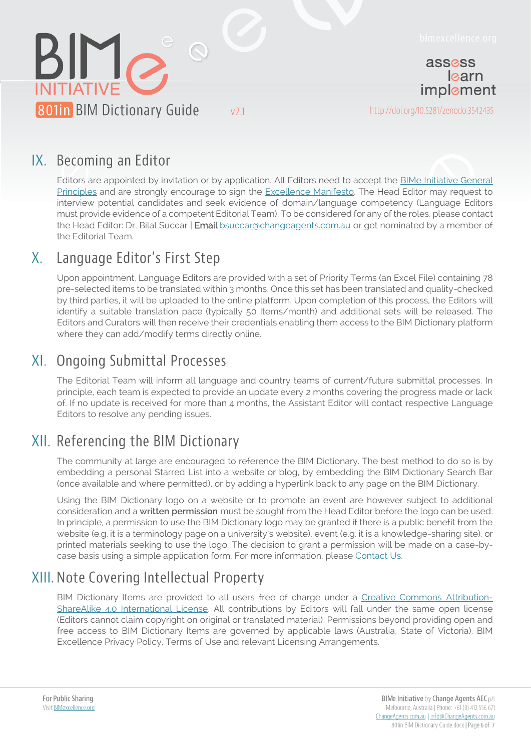## IX. Becoming an Editor

Editors are appointed by invitation or by application. All Editors need to accept the BIMe Initiative General Principles and are strongly encourage to sign the Excellence Manifesto. The Head Editor may request to interview potential candidates and seek evidence of domain/language competency (Language Editors must provide evidence of a competent Editorial Team). To be considered for any of the roles, please contact the Head Editor: Dr. Bilal Succar | **Email** bsuccar@changeagents.com.au or get nominated by a member of the Editorial Team.

## X. Language Editor's First Step

Upon appointment, Language Editors are provided with a set of Priority Terms (an Excel File) containing 78 pre-selected items to be translated within 3 months. Once this set has been translated and quality-checked by third parties, it will be uploaded to the online platform. Upon completion of this process, the Editors will identify a suitable translation pace (typically 50 Items/month) and additional sets will be released. The Editors and Curators will then receive their credentials enabling them access to the BIM Dictionary platform where they can add/modify terms directly online.

## XI. Ongoing Submittal Processes

The Editorial Team will inform all language and country teams of current/future submittal processes. In principle, each team is expected to provide an update every 2 months covering the progress made or lack of. If no update is received for more than 4 months, the Assistant Editor will contact respective Language Editors to resolve any pending issues.

## XII. Referencing the BIM Dictionary

The community at large are encouraged to reference the BIM Dictionary. The best method to do so is by embedding a personal Starred List into a website or blog, by embedding the BIM Dictionary Search Bar (once available and where permitted), or by adding a hyperlink back to any page on the BIM Dictionary.

Using the BIM Dictionary logo on a website or to promote an event are however subject to additional consideration and a **written permission** must be sought from the Head Editor before the logo can be used. In principle, a permission to use the BIM Dictionary logo may be granted if there is a public benefit from the website (e.g. it is a terminology page on a university's website), event (e.g. it is a knowledge-sharing site), or printed materials seeking to use the logo. The decision to grant a permission will be made on a case-by-case basis using a simple application form. For more information, please Contact Us.

## XIII. Note Covering Intellectual Property

BIM Dictionary Items are provided to all users free of charge under a Creative Commons Attribution-ShareAlike 4.0 International License. All contributions by Editors will fall under the same open license (Editors cannot claim copyright on original or translated material). Permissions beyond providing open and free access to BIM Dictionary Items are governed by applicable laws (Australia, State of Victoria), BIM Excellence Privacy Policy, Terms of Use and relevant Licensing Arrangements.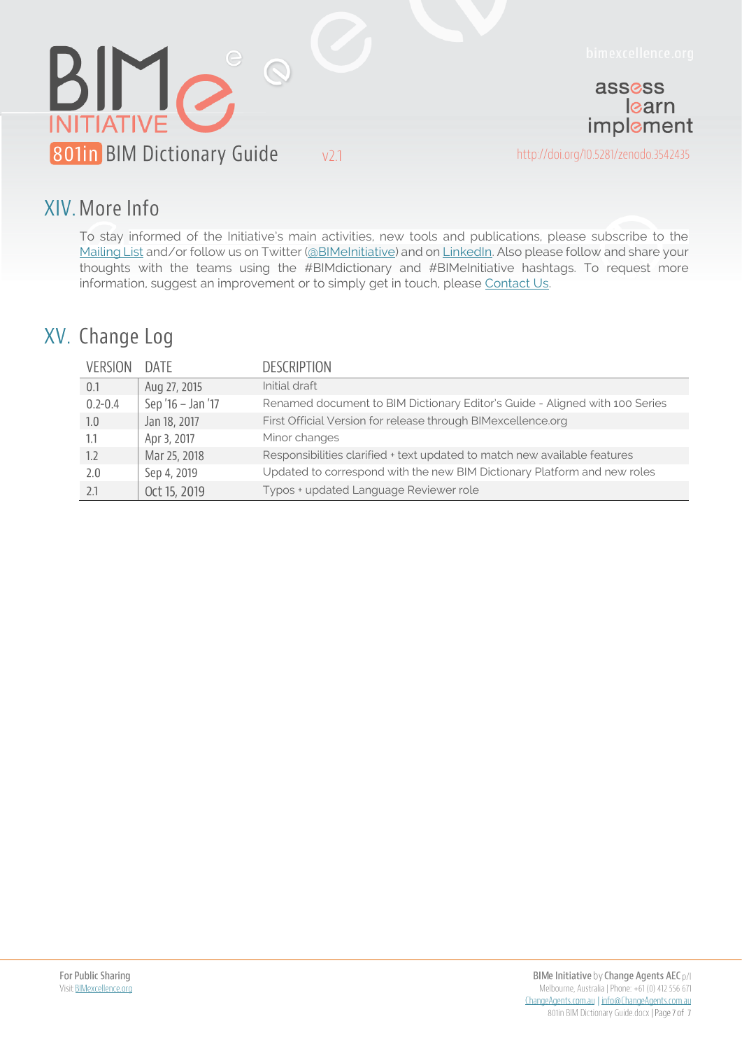## XIV. More Info

To stay informed of the Initiative's main activities, new tools and publications, please subscribe to the Mailing List and/or follow us on Twitter (@BIMeInitiative) and on LinkedIn. Also please follow and share your thoughts with the teams using the #BIMdictionary and #BIMeInitiative hashtags. To request more information, suggest an improvement or to simply get in touch, please Contact Us.

## XV. Change Log

| VERSION | DATE | DESCRIPTION |
|---|---|---|
| 0.1 | Aug 27, 2015 | Initial draft |
| 0.2-0.4 | Sep '16 – Jan '17 | Renamed document to BIM Dictionary Editor's Guide - Aligned with 100 Series |
| 1.0 | Jan 18, 2017 | First Official Version for release through BIMexcellence.org |
| 1.1 | Apr 3, 2017 | Minor changes |
| 1.2 | Mar 25, 2018 | Responsibilities clarified + text updated to match new available features |
| 2.0 | Sep 4, 2019 | Updated to correspond with the new BIM Dictionary Platform and new roles |
| 2.1 | Oct 15, 2019 | Typos + updated Language Reviewer role |